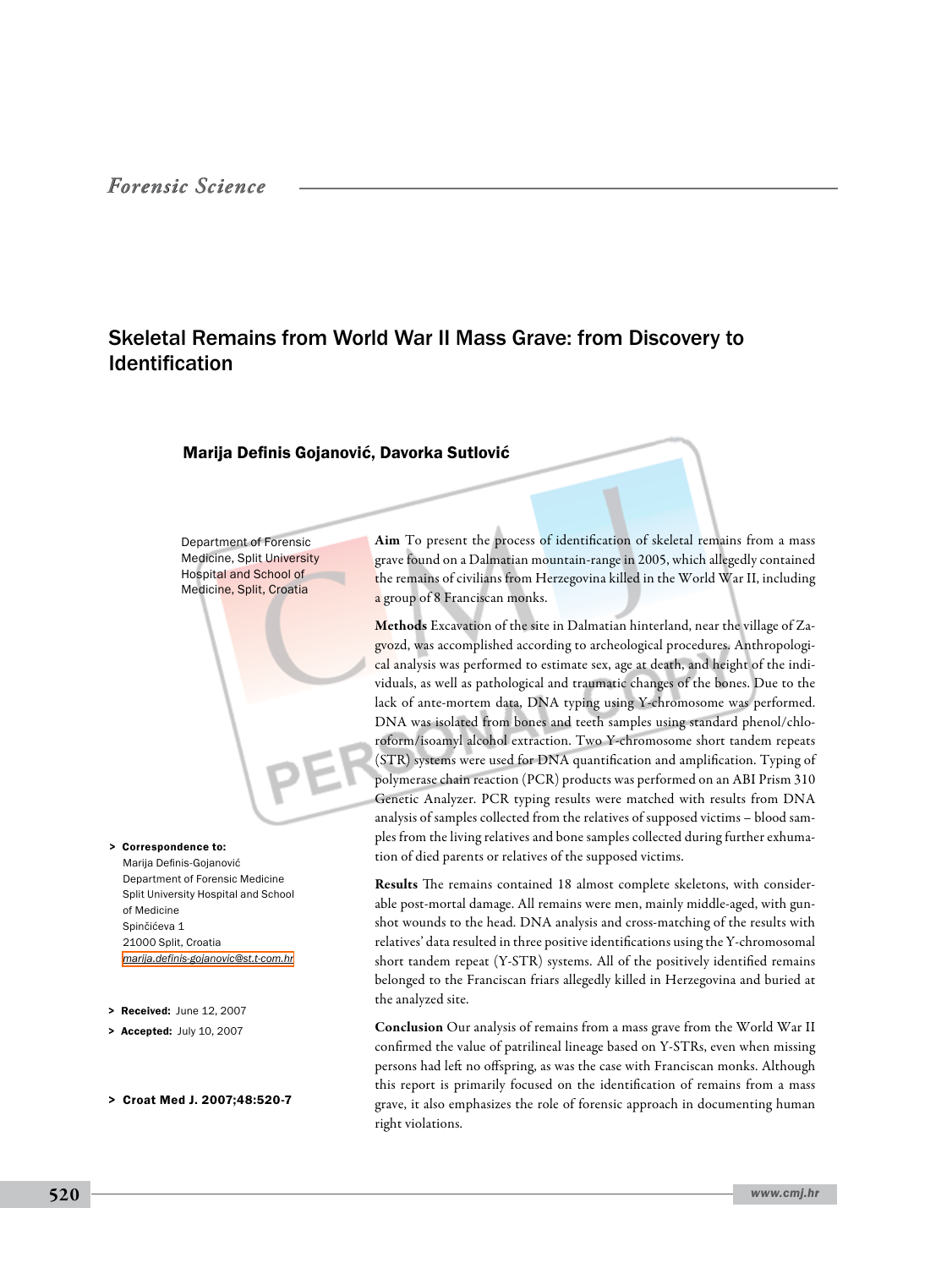Forensic Science

# Skeletal Remains from World War II Mass Grave: from Discovery to Identification

**Marija Definis Gojanović, Davorka Sutlović**

Department of Forensic Medicine, Split University Hospital and School of Medicine, Split, Croatia

**Aim** To present the process of identification of skeletal remains from a mass grave found on a Dalmatian mountain-range in 2005, which allegedly contained the remains of civilians from Herzegovina killed in the World War II, including a group of 8 Franciscan monks.

**Methods** Excavation of the site in Dalmatian hinterland, near the village of Zagvozd, was accomplished according to archeological procedures. Anthropological analysis was performed to estimate sex, age at death, and height of the individuals, as well as pathological and traumatic changes of the bones. Due to the lack of ante-mortem data, DNA typing using Y-chromosome was performed. DNA was isolated from bones and teeth samples using standard phenol/chloroform/isoamyl alcohol extraction. Two Y-chromosome short tandem repeats (STR) systems were used for DNA quantification and amplification. Typing of polymerase chain reaction (PCR) products was performed on an ABI Prism 310 Genetic Analyzer. PCR typing results were matched with results from DNA analysis of samples collected from the relatives of supposed victims – blood samples from the living relatives and bone samples collected during further exhumation of died parents or relatives of the supposed victims.

**Results** The remains contained 18 almost complete skeletons, with considerable post-mortal damage. All remains were men, mainly middle-aged, with gunshot wounds to the head. DNA analysis and cross-matching of the results with relatives' data resulted in three positive identifications using the Y-chromosomal short tandem repeat (Y-STR) systems. All of the positively identified remains belonged to the Franciscan friars allegedly killed in Herzegovina and buried at the analyzed site.

**Conclusion** Our analysis of remains from a mass grave from the World War II confirmed the value of patrilineal lineage based on Y-STRs, even when missing persons had left no offspring, as was the case with Franciscan monks. Although this report is primarily focused on the identification of remains from a mass grave, it also emphasizes the role of forensic approach in documenting human right violations.

> **Correspondence to:**
> Marija Definis-Gojanović
> Department of Forensic Medicine
> Split University Hospital and School of Medicine
> Spinčićeva 1
> 21000 Split, Croatia
> marija.definis-gojanovic@st.t-com.hr

> **Received:** June 12, 2007
> **Accepted:** July 10, 2007

> **Croat Med J. 2007;48:520-7**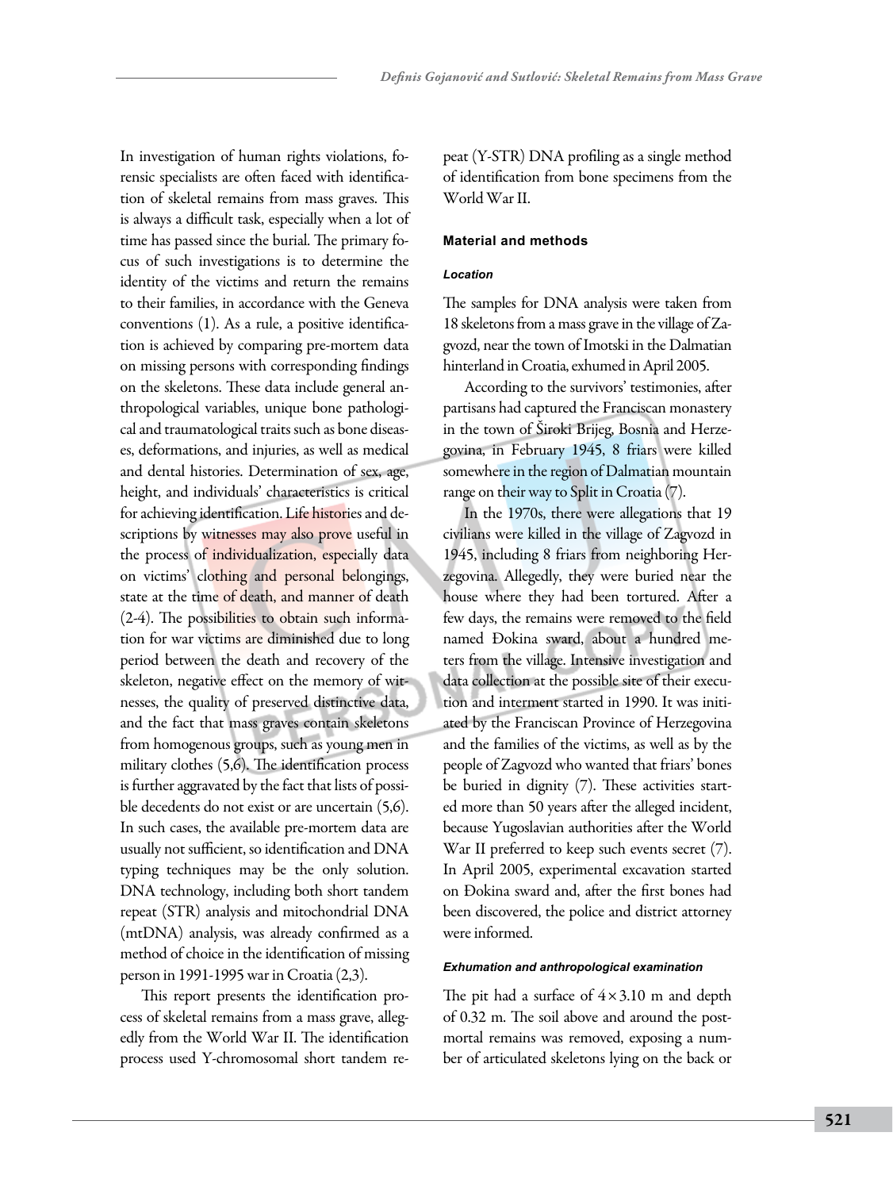In investigation of human rights violations, forensic specialists are often faced with identification of skeletal remains from mass graves. This is always a difficult task, especially when a lot of time has passed since the burial. The primary focus of such investigations is to determine the identity of the victims and return the remains to their families, in accordance with the Geneva conventions (1). As a rule, a positive identification is achieved by comparing pre-mortem data on missing persons with corresponding findings on the skeletons. These data include general anthropological variables, unique bone pathological and traumatological traits such as bone diseases, deformations, and injuries, as well as medical and dental histories. Determination of sex, age, height, and individuals' characteristics is critical for achieving identification. Life histories and descriptions by witnesses may also prove useful in the process of individualization, especially data on victims' clothing and personal belongings, state at the time of death, and manner of death (2-4). The possibilities to obtain such information for war victims are diminished due to long period between the death and recovery of the skeleton, negative effect on the memory of witnesses, the quality of preserved distinctive data, and the fact that mass graves contain skeletons from homogenous groups, such as young men in military clothes (5,6). The identification process is further aggravated by the fact that lists of possible decedents do not exist or are uncertain (5,6). In such cases, the available pre-mortem data are usually not sufficient, so identification and DNA typing techniques may be the only solution. DNA technology, including both short tandem repeat (STR) analysis and mitochondrial DNA (mtDNA) analysis, was already confirmed as a method of choice in the identification of missing person in 1991-1995 war in Croatia (2,3).

This report presents the identification process of skeletal remains from a mass grave, allegedly from the World War II. The identification process used Y-chromosomal short tandem repeat (Y-STR) DNA profiling as a single method of identification from bone specimens from the World War II.

## Material and methods

### *Location*

The samples for DNA analysis were taken from 18 skeletons from a mass grave in the village of Zagvozd, near the town of Imotski in the Dalmatian hinterland in Croatia, exhumed in April 2005.

According to the survivors' testimonies, after partisans had captured the Franciscan monastery in the town of Široki Brijeg, Bosnia and Herzegovina, in February 1945, 8 friars were killed somewhere in the region of Dalmatian mountain range on their way to Split in Croatia (7).

In the 1970s, there were allegations that 19 civilians were killed in the village of Zagvozd in 1945, including 8 friars from neighboring Herzegovina. Allegedly, they were buried near the house where they had been tortured. After a few days, the remains were removed to the field named Đokina sward, about a hundred meters from the village. Intensive investigation and data collection at the possible site of their execution and interment started in 1990. It was initiated by the Franciscan Province of Herzegovina and the families of the victims, as well as by the people of Zagvozd who wanted that friars' bones be buried in dignity (7). These activities started more than 50 years after the alleged incident, because Yugoslavian authorities after the World War II preferred to keep such events secret (7). In April 2005, experimental excavation started on Đokina sward and, after the first bones had been discovered, the police and district attorney were informed.

### *Exhumation and anthropological examination*

The pit had a surface of $4 \times 3.10$ m and depth of 0.32 m. The soil above and around the postmortal remains was removed, exposing a number of articulated skeletons lying on the back or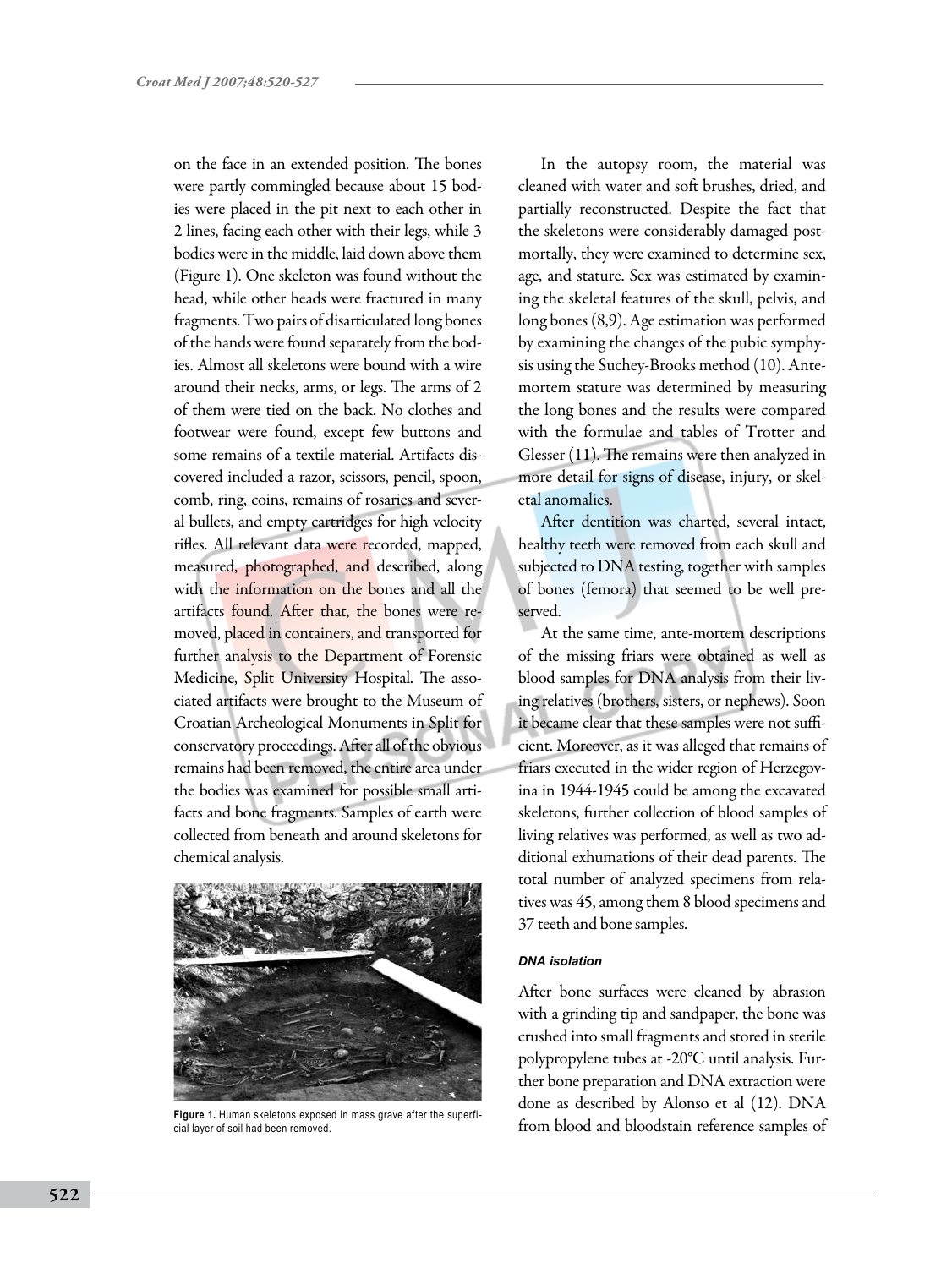on the face in an extended position. The bones were partly commingled because about 15 bodies were placed in the pit next to each other in 2 lines, facing each other with their legs, while 3 bodies were in the middle, laid down above them (Figure 1). One skeleton was found without the head, while other heads were fractured in many fragments. Two pairs of disarticulated long bones of the hands were found separately from the bodies. Almost all skeletons were bound with a wire around their necks, arms, or legs. The arms of 2 of them were tied on the back. No clothes and footwear were found, except few buttons and some remains of a textile material. Artifacts discovered included a razor, scissors, pencil, spoon, comb, ring, coins, remains of rosaries and several bullets, and empty cartridges for high velocity rifles. All relevant data were recorded, mapped, measured, photographed, and described, along with the information on the bones and all the artifacts found. After that, the bones were removed, placed in containers, and transported for further analysis to the Department of Forensic Medicine, Split University Hospital. The associated artifacts were brought to the Museum of Croatian Archeological Monuments in Split for conservatory proceedings. After all of the obvious remains had been removed, the entire area under the bodies was examined for possible small artifacts and bone fragments. Samples of earth were collected from beneath and around skeletons for chemical analysis.

**Figure 1.** Human skeletons exposed in mass grave after the superficial layer of soil had been removed.

In the autopsy room, the material was cleaned with water and soft brushes, dried, and partially reconstructed. Despite the fact that the skeletons were considerably damaged postmortally, they were examined to determine sex, age, and stature. Sex was estimated by examining the skeletal features of the skull, pelvis, and long bones (8,9). Age estimation was performed by examining the changes of the pubic symphysis using the Suchey-Brooks method (10). Antemortem stature was determined by measuring the long bones and the results were compared with the formulae and tables of Trotter and Glesser (11). The remains were then analyzed in more detail for signs of disease, injury, or skeletal anomalies.

After dentition was charted, several intact, healthy teeth were removed from each skull and subjected to DNA testing, together with samples of bones (femora) that seemed to be well preserved.

At the same time, ante-mortem descriptions of the missing friars were obtained as well as blood samples for DNA analysis from their living relatives (brothers, sisters, or nephews). Soon it became clear that these samples were not sufficient. Moreover, as it was alleged that remains of friars executed in the wider region of Herzegovina in 1944-1945 could be among the excavated skeletons, further collection of blood samples of living relatives was performed, as well as two additional exhumations of their dead parents. The total number of analyzed specimens from relatives was 45, among them 8 blood specimens and 37 teeth and bone samples.

#### *DNA isolation*

After bone surfaces were cleaned by abrasion with a grinding tip and sandpaper, the bone was crushed into small fragments and stored in sterile polypropylene tubes at -20°C until analysis. Further bone preparation and DNA extraction were done as described by Alonso et al (12). DNA from blood and bloodstain reference samples of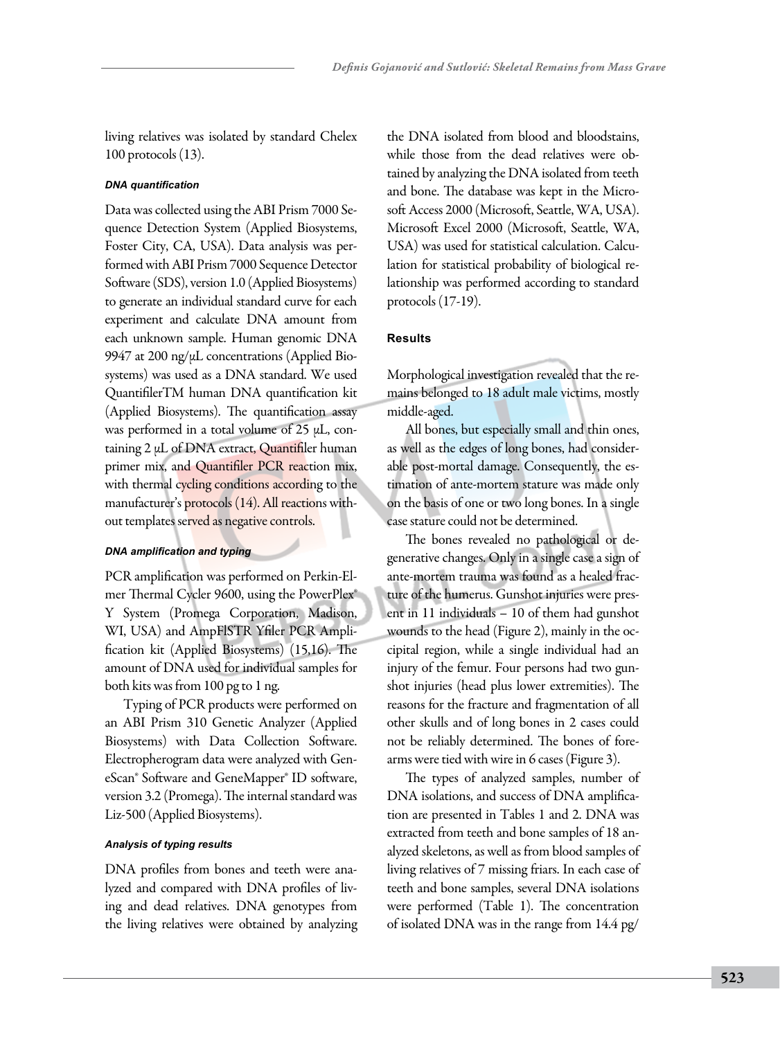living relatives was isolated by standard Chelex 100 protocols (13).

#### *DNA quantification*

Data was collected using the ABI Prism 7000 Sequence Detection System (Applied Biosystems, Foster City, CA, USA). Data analysis was performed with ABI Prism 7000 Sequence Detector Software (SDS), version 1.0 (Applied Biosystems) to generate an individual standard curve for each experiment and calculate DNA amount from each unknown sample. Human genomic DNA 9947 at 200 ng/μL concentrations (Applied Biosystems) was used as a DNA standard. We used QuantifilerTM human DNA quantification kit (Applied Biosystems). The quantification assay was performed in a total volume of 25 μL, containing 2 μL of DNA extract, Quantifiler human primer mix, and Quantifiler PCR reaction mix, with thermal cycling conditions according to the manufacturer's protocols (14). All reactions without templates served as negative controls.

#### *DNA amplification and typing*

PCR amplification was performed on Perkin-Elmer Thermal Cycler 9600, using the PowerPlex® Y System (Promega Corporation, Madison, WI, USA) and AmpFlSTR Yfiler PCR Amplification kit (Applied Biosystems) (15,16). The amount of DNA used for individual samples for both kits was from 100 pg to 1 ng.

Typing of PCR products were performed on an ABI Prism 310 Genetic Analyzer (Applied Biosystems) with Data Collection Software. Electropheregram data were analyzed with GeneScan® Software and GeneMapper® ID software, version 3.2 (Promega). The internal standard was Liz-500 (Applied Biosystems).

#### *Analysis of typing results*

DNA profiles from bones and teeth were analyzed and compared with DNA profiles of living and dead relatives. DNA genotypes from the living relatives were obtained by analyzing the DNA isolated from blood and bloodstains, while those from the dead relatives were obtained by analyzing the DNA isolated from teeth and bone. The database was kept in the Microsoft Access 2000 (Microsoft, Seattle, WA, USA). Microsoft Excel 2000 (Microsoft, Seattle, WA, USA) was used for statistical calculation. Calculation for statistical probability of biological relationship was performed according to standard protocols (17-19).

### Results

Morphological investigation revealed that the remains belonged to 18 adult male victims, mostly middle-aged.

All bones, but especially small and thin ones, as well as the edges of long bones, had considerable post-mortal damage. Consequently, the estimation of ante-mortem stature was made only on the basis of one or two long bones. In a single case stature could not be determined.

The bones revealed no pathological or degenerative changes. Only in a single case a sign of ante-mortem trauma was found as a healed fracture of the humerus. Gunshot injuries were present in 11 individuals – 10 of them had gunshot wounds to the head (Figure 2), mainly in the occipital region, while a single individual had an injury of the femur. Four persons had two gunshot injuries (head plus lower extremities). The reasons for the fracture and fragmentation of all other skulls and of long bones in 2 cases could not be reliably determined. The bones of forearms were tied with wire in 6 cases (Figure 3).

The types of analyzed samples, number of DNA isolations, and success of DNA amplification are presented in Tables 1 and 2. DNA was extracted from teeth and bone samples of 18 analyzed skeletons, as well as from blood samples of living relatives of 7 missing friars. In each case of teeth and bone samples, several DNA isolations were performed (Table 1). The concentration of isolated DNA was in the range from 14.4 pg/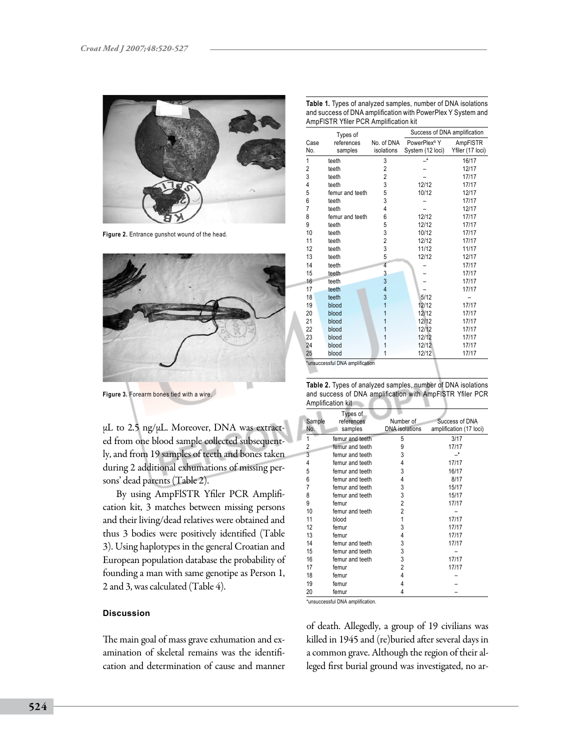Figure 2. Entrance gunshot wound of the head.

Figure 3. Forearm bones tied with a wire.

μL to 2.5 ng/μL. Moreover, DNA was extracted from one blood sample collected subsequently, and from 19 samples of teeth and bones taken during 2 additional exhumations of missing persons' dead parents (Table 2).

By using AmpFlSTR Yfiler PCR Amplification kit, 3 matches between missing persons and their living/dead relatives were obtained and thus 3 bodies were positively identified (Table 3). Using haplotypes in the general Croatian and European population database the probability of founding a man with same genotipe as Person 1, 2 and 3, was calculated (Table 4).

## Discussion

The main goal of mass grave exhumation and examination of skeletal remains was the identification and determination of cause and manner of death. Allegedly, a group of 19 civilians was killed in 1945 and (re)buried after several days in a common grave. Although the region of their alleged first burial ground was investigated, no ar-

**Table 1.** Types of analyzed samples, number of DNA isolations and success of DNA amplification with PowerPlex Y System and AmpFlSTR Yfiler PCR Amplification kit

| Case No. | Types of references samples | No. of DNA isolations | Success of DNA amplification | |
|---|---|---|---|---|
| | | | PowerPlex® Y System (12 loci) | AmpFlSTR Yfiler (17 loci) |
| 1 | teeth | 3 | –* | 16/17 |
| 2 | teeth | 2 | – | 12/17 |
| 3 | teeth | 2 | – | 17/17 |
| 4 | teeth | 3 | 12/12 | 17/17 |
| 5 | femur and teeth | 5 | 10/12 | 12/17 |
| 6 | teeth | 3 | – | 17/17 |
| 7 | teeth | 4 | – | 12/17 |
| 8 | femur and teeth | 6 | 12/12 | 17/17 |
| 9 | teeth | 5 | 12/12 | 17/17 |
| 10 | teeth | 3 | 10/12 | 17/17 |
| 11 | teeth | 2 | 12/12 | 17/17 |
| 12 | teeth | 3 | 11/12 | 11/17 |
| 13 | teeth | 5 | 12/12 | 12/17 |
| 14 | teeth | 4 | – | 17/17 |
| 15 | teeth | 3 | – | 17/17 |
| 16 | teeth | 3 | – | 17/17 |
| 17 | teeth | 4 | – | 17/17 |
| 18 | teeth | 3 | 5/12 | – |
| 19 | blood | 1 | 12/12 | 17/17 |
| 20 | blood | 1 | 12/12 | 17/17 |
| 21 | blood | 1 | 12/12 | 17/17 |
| 22 | blood | 1 | 12/12 | 17/17 |
| 23 | blood | 1 | 12/12 | 17/17 |
| 24 | blood | 1 | 12/12 | 17/17 |
| 25 | blood | 1 | 12/12 | 17/17 |

*unsuccessful DNA amplification

**Table 2.** Types of analyzed samples, number of DNA isolations and success of DNA amplification with AmpFlSTR Yfiler PCR Amplification kit

| Sample No. | Types of references samples | Number of DNA isolations | Success of DNA amplification (17 loci) |
|---|---|---|---|
| 1 | femur and teeth | 5 | 3/17 |
| 2 | femur and teeth | 9 | 17/17 |
| 3 | femur and teeth | 3 | –* |
| 4 | femur and teeth | 4 | 17/17 |
| 5 | femur and teeth | 3 | 16/17 |
| 6 | femur and teeth | 4 | 8/17 |
| 7 | femur and teeth | 3 | 15/17 |
| 8 | femur and teeth | 3 | 15/17 |
| 9 | femur | 2 | 17/17 |
| 10 | femur and teeth | 2 | – |
| 11 | blood | 1 | 17/17 |
| 12 | femur | 3 | 17/17 |
| 13 | femur | 4 | 17/17 |
| 14 | femur and teeth | 3 | 17/17 |
| 15 | femur and teeth | 3 | – |
| 16 | femur and teeth | 3 | 17/17 |
| 17 | femur | 2 | 17/17 |
| 18 | femur | 4 | – |
| 19 | femur | 4 | – |
| 20 | femur | 4 | – |

*unsuccessful DNA amplification.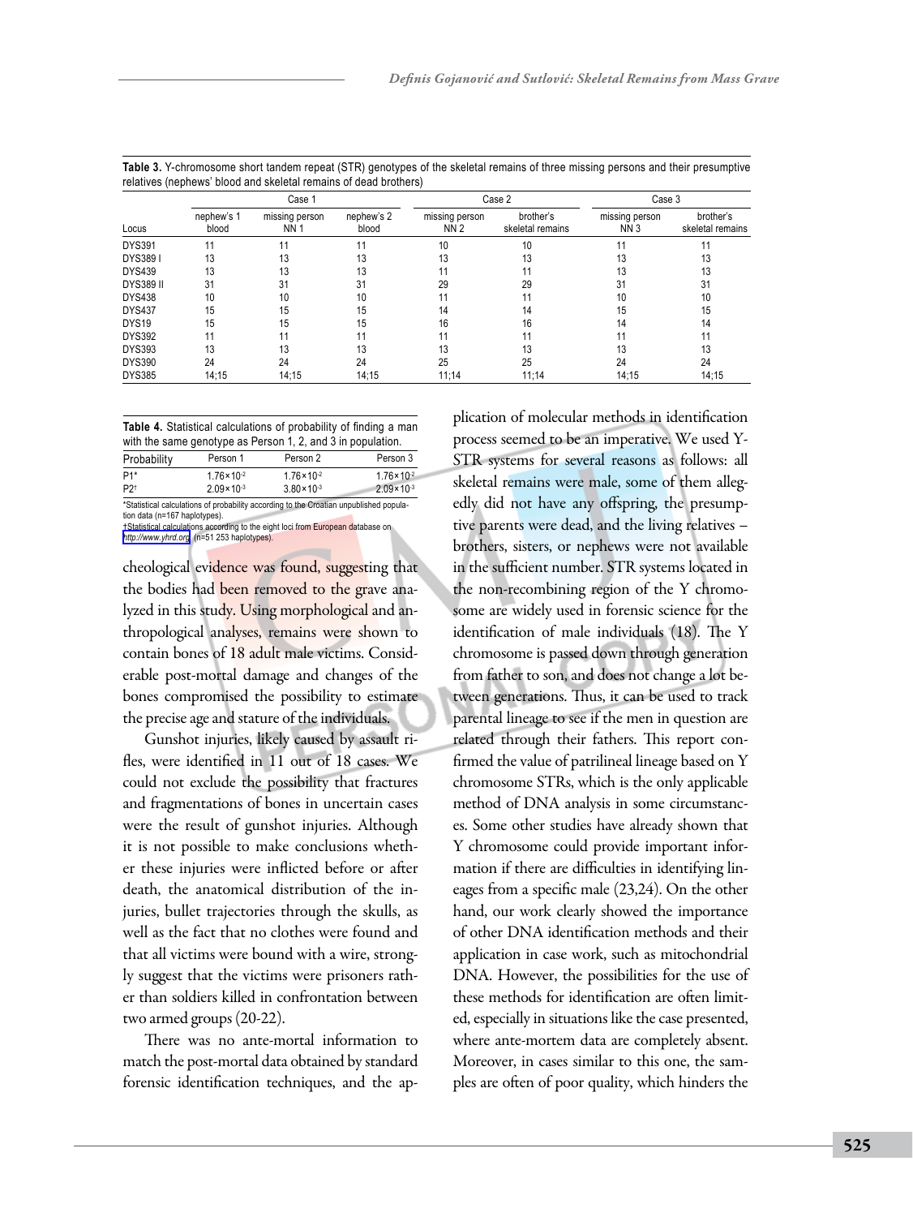**Table 3.** Y-chromosome short tandem repeat (STR) genotypes of the skeletal remains of three missing persons and their presumptive relatives (nephews' blood and skeletal remains of dead brothers)

| | Case 1 | | | Case 2 | | Case 3 | |
|---|---|---|---|---|---|---|---|
| Locus | nephew's 1 blood | missing person NN 1 | nephew's 2 blood | missing person NN 2 | brother's skeletal remains | missing person NN 3 | brother's skeletal remains |
| DYS391 | 11 | 11 | 11 | 10 | 10 | 11 | 11 |
| DYS389 I | 13 | 13 | 13 | 13 | 13 | 13 | 13 |
| DYS439 | 13 | 13 | 13 | 11 | 11 | 13 | 13 |
| DYS389 II | 31 | 31 | 31 | 29 | 29 | 31 | 31 |
| DYS438 | 10 | 10 | 10 | 11 | 11 | 10 | 10 |
| DYS437 | 15 | 15 | 15 | 14 | 14 | 15 | 15 |
| DYS19 | 15 | 15 | 15 | 16 | 16 | 14 | 14 |
| DYS392 | 11 | 11 | 11 | 11 | 11 | 11 | 11 |
| DYS393 | 13 | 13 | 13 | 13 | 13 | 13 | 13 |
| DYS390 | 24 | 24 | 24 | 25 | 25 | 24 | 24 |
| DYS385 | 14;15 | 14;15 | 14;15 | 11;14 | 11;14 | 14;15 | 14;15 |

**Table 4.** Statistical calculations of probability of finding a man with the same genotype as Person 1, 2, and 3 in population.

| Probability | Person 1 | Person 2 | Person 3 |
|---|---|---|---|
| P1* | $1.76\times10^{-2}$ | $1.76\times10^{-2}$ | $1.76\times10^{-2}$ |
| P2† | $2.09\times10^{-3}$ | $3.80\times10^{-3}$ | $2.09\times10^{-3}$ |

*Statistical calculations of probability according to the Croatian unpublished population data (n=167 haplotypes).
†Statistical calculations according to the eight loci from European database on http://www.yhrd.org (n=51 253 haplotypes).

cheological evidence was found, suggesting that the bodies had been removed to the grave analyzed in this study. Using morphological and anthropological analyses, remains were shown to contain bones of 18 adult male victims. Considerable post-mortal damage and changes of the bones compromised the possibility to estimate the precise age and stature of the individuals.

Gunshot injuries, likely caused by assault rifles, were identified in 11 out of 18 cases. We could not exclude the possibility that fractures and fragmentations of bones in uncertain cases were the result of gunshot injuries. Although it is not possible to make conclusions whether these injuries were inflicted before or after death, the anatomical distribution of the injuries, bullet trajectories through the skulls, as well as the fact that no clothes were found and that all victims were bound with a wire, strongly suggest that the victims were prisoners rather than soldiers killed in confrontation between two armed groups (20-22).

There was no ante-mortal information to match the post-mortal data obtained by standard forensic identification techniques, and the application of molecular methods in identification process seemed to be an imperative. We used Y-STR systems for several reasons as follows: all skeletal remains were male, some of them allegedly did not have any offspring, the presumptive parents were dead, and the living relatives – brothers, sisters, or nephews were not available in the sufficient number. STR systems located in the non-recombining region of the Y chromosome are widely used in forensic science for the identification of male individuals (18). The Y chromosome is passed down through generation from father to son, and does not change a lot between generations. Thus, it can be used to track parental lineage to see if the men in question are related through their fathers. This report confirmed the value of patrilineal lineage based on Y chromosome STRs, which is the only applicable method of DNA analysis in some circumstances. Some other studies have already shown that Y chromosome could provide important information if there are difficulties in identifying lineages from a specific male (23,24). On the other hand, our work clearly showed the importance of other DNA identification methods and their application in case work, such as mitochondrial DNA. However, the possibilities for the use of these methods for identification are often limited, especially in situations like the case presented, where ante-mortem data are completely absent. Moreover, in cases similar to this one, the samples are often of poor quality, which hinders the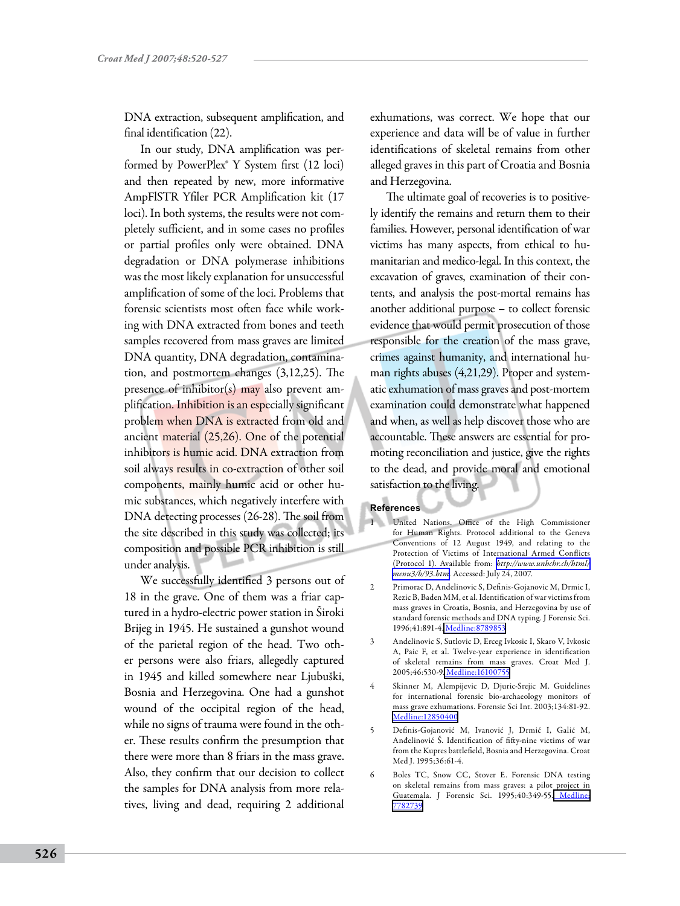DNA extraction, subsequent amplification, and final identification (22).

In our study, DNA amplification was performed by PowerPlex® Y System first (12 loci) and then repeated by new, more informative AmpFlSTR Yfiler PCR Amplification kit (17 loci). In both systems, the results were not completely sufficient, and in some cases no profiles or partial profiles only were obtained. DNA degradation or DNA polymerase inhibitions was the most likely explanation for unsuccessful amplification of some of the loci. Problems that forensic scientists most often face while working with DNA extracted from bones and teeth samples recovered from mass graves are limited DNA quantity, DNA degradation, contamination, and postmortem changes (3,12,25). The presence of inhibitor(s) may also prevent amplification. Inhibition is an especially significant problem when DNA is extracted from old and ancient material (25,26). One of the potential inhibitors is humic acid. DNA extraction from soil always results in co-extraction of other soil components, mainly humic acid or other humic substances, which negatively interfere with DNA detecting processes (26-28). The soil from the site described in this study was collected; its composition and possible PCR inhibition is still under analysis.

We successfully identified 3 persons out of 18 in the grave. One of them was a friar captured in a hydro-electric power station in Široki Brijeg in 1945. He sustained a gunshot wound of the parietal region of the head. Two other persons were also friars, allegedly captured in 1945 and killed somewhere near Ljubuški, Bosnia and Herzegovina. One had a gunshot wound of the occipital region of the head, while no signs of trauma were found in the other. These results confirm the presumption that there were more than 8 friars in the mass grave. Also, they confirm that our decision to collect the samples for DNA analysis from more relatives, living and dead, requiring 2 additional exhumations, was correct. We hope that our experience and data will be of value in further identifications of skeletal remains from other alleged graves in this part of Croatia and Bosnia and Herzegovina.

The ultimate goal of recoveries is to positively identify the remains and return them to their families. However, personal identification of war victims has many aspects, from ethical to humanitarian and medico-legal. In this context, the excavation of graves, examination of their contents, and analysis the post-mortal remains has another additional purpose – to collect forensic evidence that would permit prosecution of those responsible for the creation of the mass grave, crimes against humanity, and international human rights abuses (4,21,29). Proper and systematic exhumation of mass graves and post-mortem examination could demonstrate what happened and when, as well as help discover those who are accountable. These answers are essential for promoting reconciliation and justice, give the rights to the dead, and provide moral and emotional satisfaction to the living.

## References

1. United Nations. Office of the High Commissioner for Human Rights. Protocol additional to the Geneva Conventions of 12 August 1949, and relating to the Protection of Victims of International Armed Conflicts (Protocol 1). Available from: *http://www.unhchr.ch/html/menu3/b/93.htm*. Accessed: July 24, 2007.
2. Primorac D, Andelinovic S, Definis-Gojanovic M, Drmic I, Rezic B, Baden MM, et al. Identification of war victims from mass graves in Croatia, Bosnia, and Herzegovina by use of standard forensic methods and DNA typing. J Forensic Sci. 1996;41:891-4. Medline:8789853
3. Andelinovic S, Sutlovic D, Erceg Ivkosic I, Skaro V, Ivkosic A, Paic F, et al. Twelve-year experience in identification of skeletal remains from mass graves. Croat Med J. 2005;46:530-9. Medline:16100755
4. Skinner M, Alempijevic D, Djuric-Srejic M. Guidelines for international forensic bio-archaeology monitors of mass grave exhumations. Forensic Sci Int. 2003;134:81-92. Medline:12850400
5. Definis-Gojanović M, Ivanović J, Drmić I, Galić M, Andelinović Š. Identification of fifty-nine victims of war from the Kupres battlefield, Bosnia and Herzegovina. Croat Med J. 1995;36:61-4.
6. Boles TC, Snow CC, Stover E. Forensic DNA testing on skeletal remains from mass graves: a pilot project in Guatemala. J Forensic Sci. 1995;40:349-55. Medline:7782739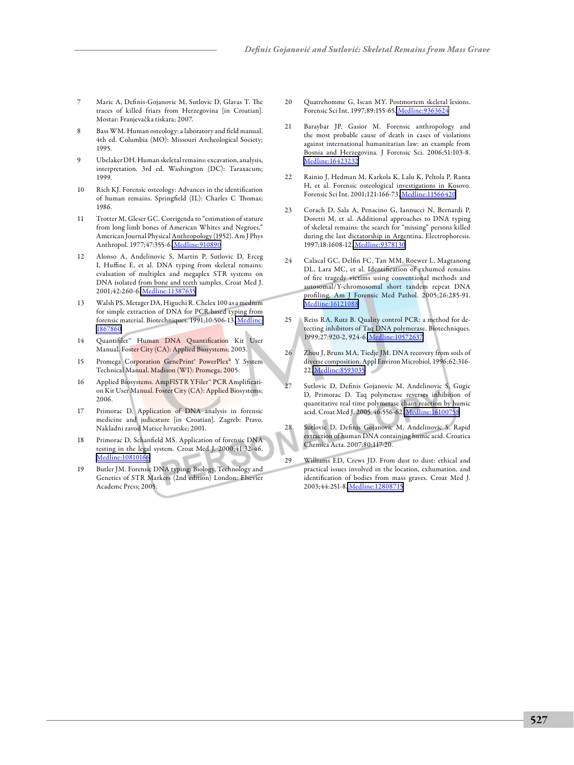7 Maric A, Definis-Gojanovic M, Sutlovic D, Glavas T. The traces of killed friars from Herzegovina [in Croatian]. Mostar: Franjevačka tiskara; 2007.

8 Bass WM. Human osteology: a laboratory and field manual. 4th ed. Columbia (MO): Missouri Archeological Society; 1995.

9 Ubelaker DH. Human skeletal remains: excavation, analysis, interpretation. 3rd ed. Washington (DC): Taraxacum; 1999.

10 Rich KJ. Forensic osteology: Advances in the identification of human remains. Springfield (IL): Charles C Thomas; 1986.

11 Trotter M, Gleser GC. Corrigenda to "estimation of stature from long limb bones of American Whites and Negroes," American Journal Physical Anthropology (1952). Am J Phys Anthropol. 1977;47:355-6. Medline:910890

12 Alonso A, Andelinovic S, Martin P, Sutlovic D, Erceg I, Huffine E, et al. DNA typing from skeletal remains: evaluation of multiplex and megaplex STR systems on DNA isolated from bone and teeth samples. Croat Med J. 2001;42:260-6. Medline:11387635

13 Walsh PS, Metzger DA, Higuchi R. Chelex 100 as a medium for simple extraction of DNA for PCR-based typing from forensic material. Biotechniques. 1991;10:506-13. Medline:1867860

14 Quantifiler™ Human DNA Quantification Kit User Manual. Foster City (CA): Applied Biosystems; 2003.

15 Promega Corporation GenePrint® PowerPlex® Y System Technical Manual. Madison (WI): Promega; 2005.

16 Applied Biosystems. AmpFlSTR YFiler™ PCR Amplification Kit User Manual. Foster City (CA): Applied Biosystems; 2006.

17 Primorac D. Application of DNA analysis in forensic medicine and judicature [in Croatian]. Zagreb: Pravo, Nakladni zavod Matice hrvatske; 2001.

18 Primorac D, Schanfield MS. Application of forensic DNA testing in the legal system. Croat Med J. 2000;41:32-46. Medline:10810166

19 Butler JM. Forensic DNA typing: Biology, Technology and Genetics of STR Markers (2nd edition) London: Elsevier Academc Press; 2005.

20 Quatrehomme G, Iscan MY. Postmortem skeletal lesions. Forensic Sci Int. 1997;89:155-65. Medline:9363624

21 Baraybar JP, Gasior M. Forensic anthropology and the most probable cause of death in cases of violations against international humanitarian law: an example from Bosnia and Herzegovina. J Forensic Sci. 2006;51:103-8. Medline:16423232

22 Rainio J, Hedman M, Karkola K, Lalu K, Peltola P, Ranta H, et al. Forensic osteological investigations in Kosovo. Forensic Sci Int. 2001;121:166-73. Medline:11566420

23 Corach D, Sala A, Penacino G, Iannucci N, Bernardi P, Doretti M, et al. Additional approaches to DNA typing of skeletal remains: the search for "missing" persons killed during the last dictatorship in Argentina. Electrophoresis. 1997;18:1608-12. Medline:9378130

24 Calacal GC, Delfin FC, Tan MM, Roewer L, Magtanong DL, Lara MC, et al. Identification of exhumed remains of fire tragedy victims using conventional methods and autosomal/Y-chromosomal short tandem repeat DNA profiling. Am J Forensic Med Pathol. 2005;26:285-91. Medline:16121088

25 Reiss RA, Rutz B. Quality control PCR: a method for detecting inhibitors of Taq DNA polymerase. Biotechniques. 1999;27:920-2, 924-6. Medline:10572637

26 Zhou J, Bruns MA, Tiedje JM. DNA recovery from soils of diverse composition. Appl Environ Microbiol. 1996;62:316-22. Medline:8593035

27 Sutlovic D, Definis Gojanovic M, Andelinovic S, Gugic D, Primorac D. Taq polymerase reverses inhibition of quantitative real time polymerase chain reaction by humic acid. Croat Med J. 2005;46:556-62. Medline:16100758

28 Sutlovic D, Definis Gojanovic M, Andelinovic S. Rapid extraction of human DNA containing humic acid. Croatica Chemica Acta. 2007;80:117-20.

29 Williams ED, Crews JD. From dust to dust: ethical and practical issues involved in the location, exhumation, and identification of bodies from mass graves. Croat Med J. 2003;44:251-8. Medline:12808715